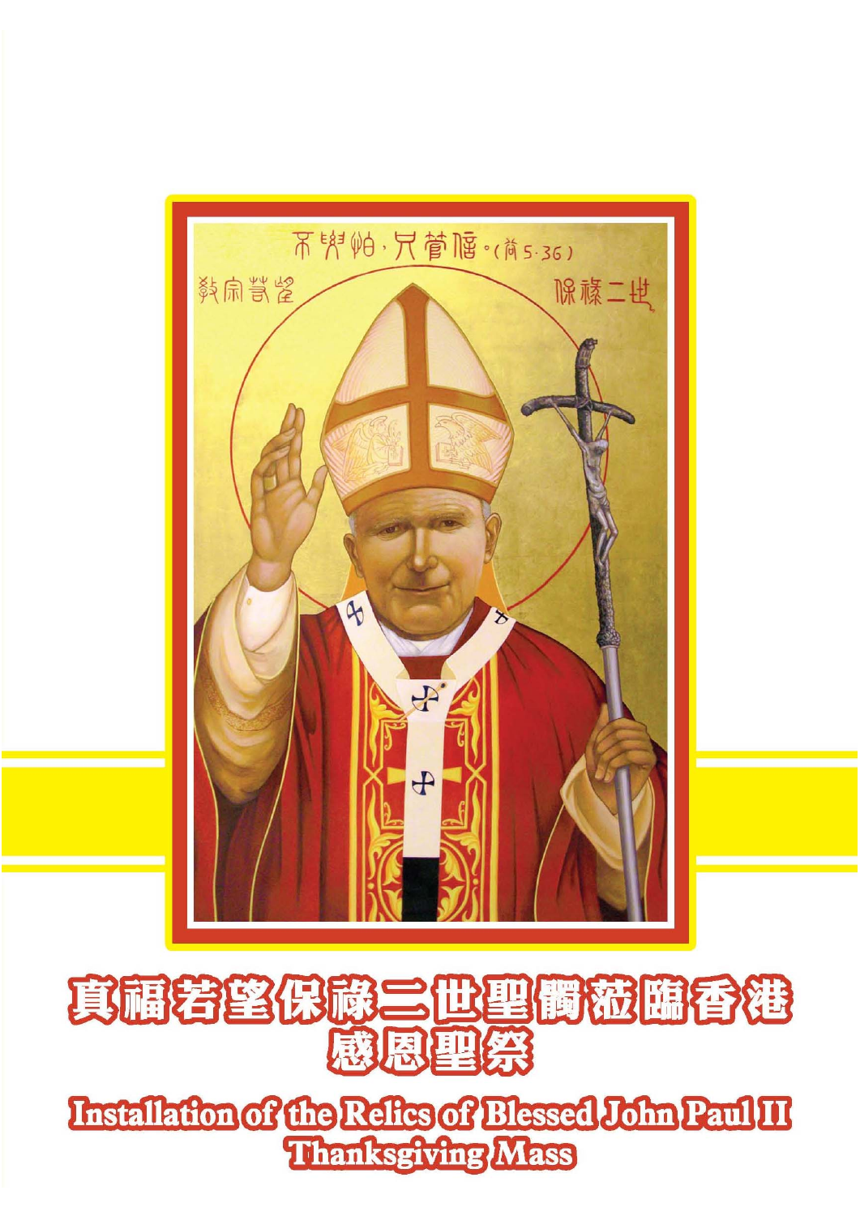# 真福若望保祿二世聖髑蒞臨香港感恩聖祭

# Installation of the Relics of Blessed John Paul II Thanksgiving Mass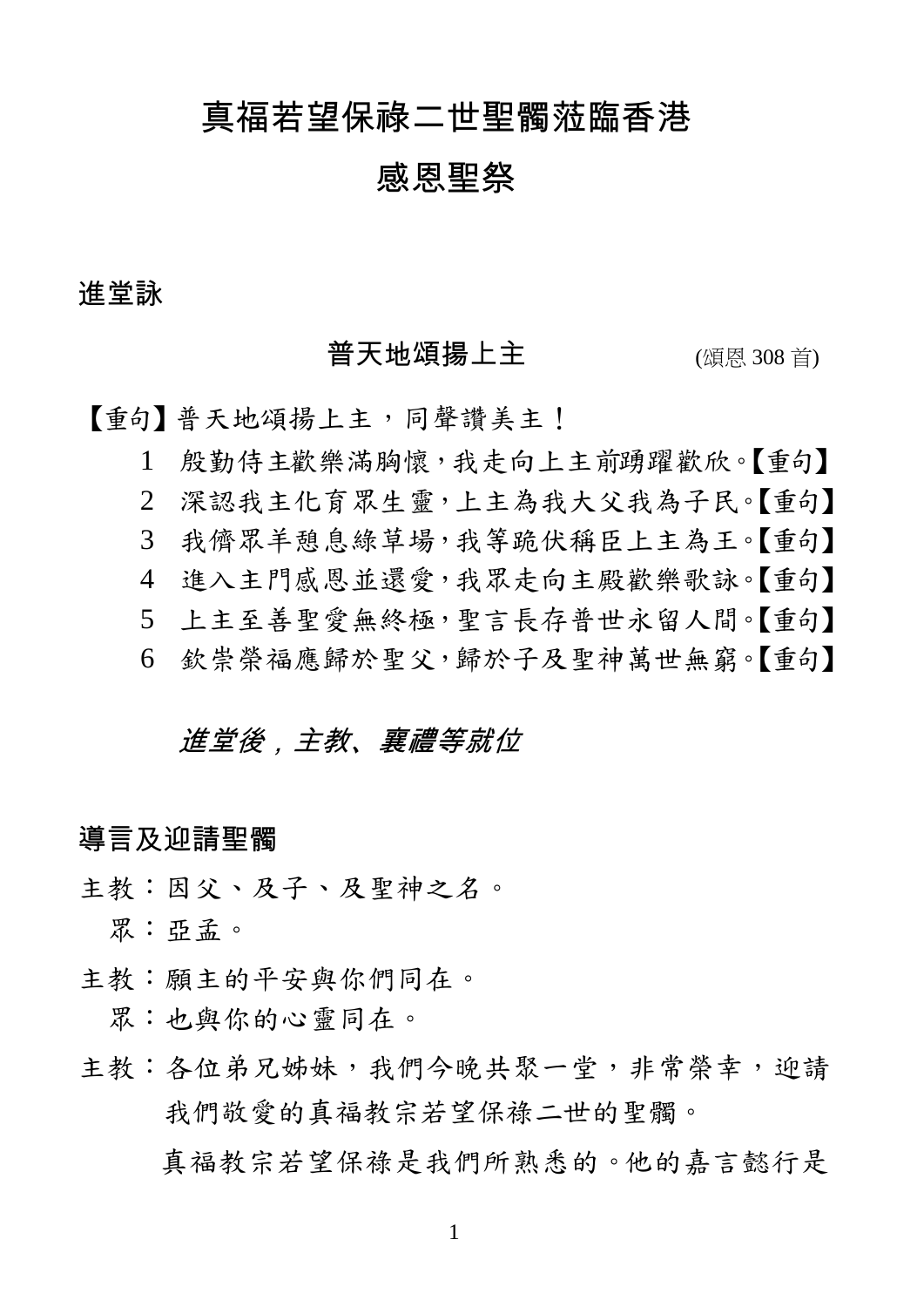# 真福若望保祿二世聖髑蒞臨香港

# 感恩聖祭

## 進堂詠

### 普天地頌揚上主 (頌恩 308 首)

【重句】普天地頌揚上主，同聲讚美主！

1 殷勤侍主歡樂滿胸懷，我走向上主前踴躍歡欣。【重句】

2 深認我主化育眾生靈，上主為我大父我為子民。【重句】

3 我儕眾羊憩息綠草場，我等跪伏稱臣上主為王。【重句】

4 進入主門感恩並還愛，我眾走向主殿歡樂歌詠。【重句】

5 上主至善聖愛無終極，聖言長存普世永留人間。【重句】

6 欽崇榮福應歸於聖父，歸於子及聖神萬世無窮。【重句】

*進堂後，主教、襄禮等就位*

## 導言及迎請聖髑

主教：因父、及子、及聖神之名。

眾：亞孟。

主教：願主的平安與你們同在。

眾：也與你的心靈同在。

主教：各位弟兄姊妹，我們今晚共聚一堂，非常榮幸，迎請我們敬愛的真福教宗若望保祿二世的聖髑。

真福教宗若望保祿是我們所熟悉的。他的嘉言懿行是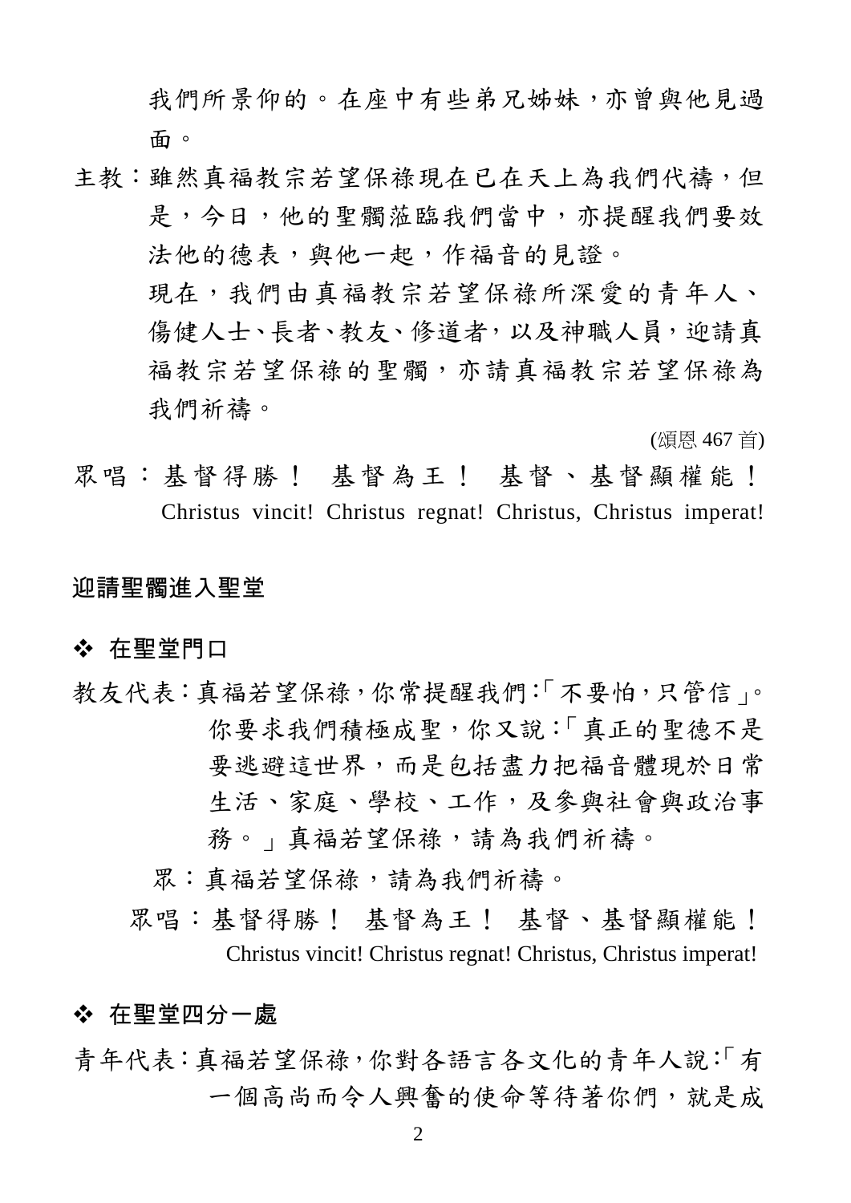我們所景仰的。在座中有些弟兄姊妹，亦曾與他見過面。

主教：雖然真福教宗若望保祿現在已在天上為我們代禱，但是，今日，他的聖髑蒞臨我們當中，亦提醒我們要效法他的德表，與他一起，作福音的見證。

現在，我們由真福教宗若望保祿所深愛的青年人、傷健人士、長者、教友、修道者，以及神職人員，迎請真福教宗若望保祿的聖髑，亦請真福教宗若望保祿為我們祈禱。

(頌恩 467 首)

眾唱：基督得勝！ 基督為王！ 基督、基督顯權能！
Christus vincit! Christus regnat! Christus, Christus imperat!

## 迎請聖髑進入聖堂

### ❖ 在聖堂門口

教友代表：真福若望保祿，你常提醒我們：「不要怕，只管信」。你要求我們積極成聖，你又說：「真正的聖德不是要逃避這世界，而是包括盡力把福音體現於日常生活、家庭、學校、工作，及參與社會與政治事務。」真福若望保祿，請為我們祈禱。

眾：真福若望保祿，請為我們祈禱。

眾唱：基督得勝！ 基督為王！ 基督、基督顯權能！
Christus vincit! Christus regnat! Christus, Christus imperat!

### ❖ 在聖堂四分一處

青年代表：真福若望保祿，你對各語言各文化的青年人說：「有一個高尚而令人興奮的使命等待著你們，就是成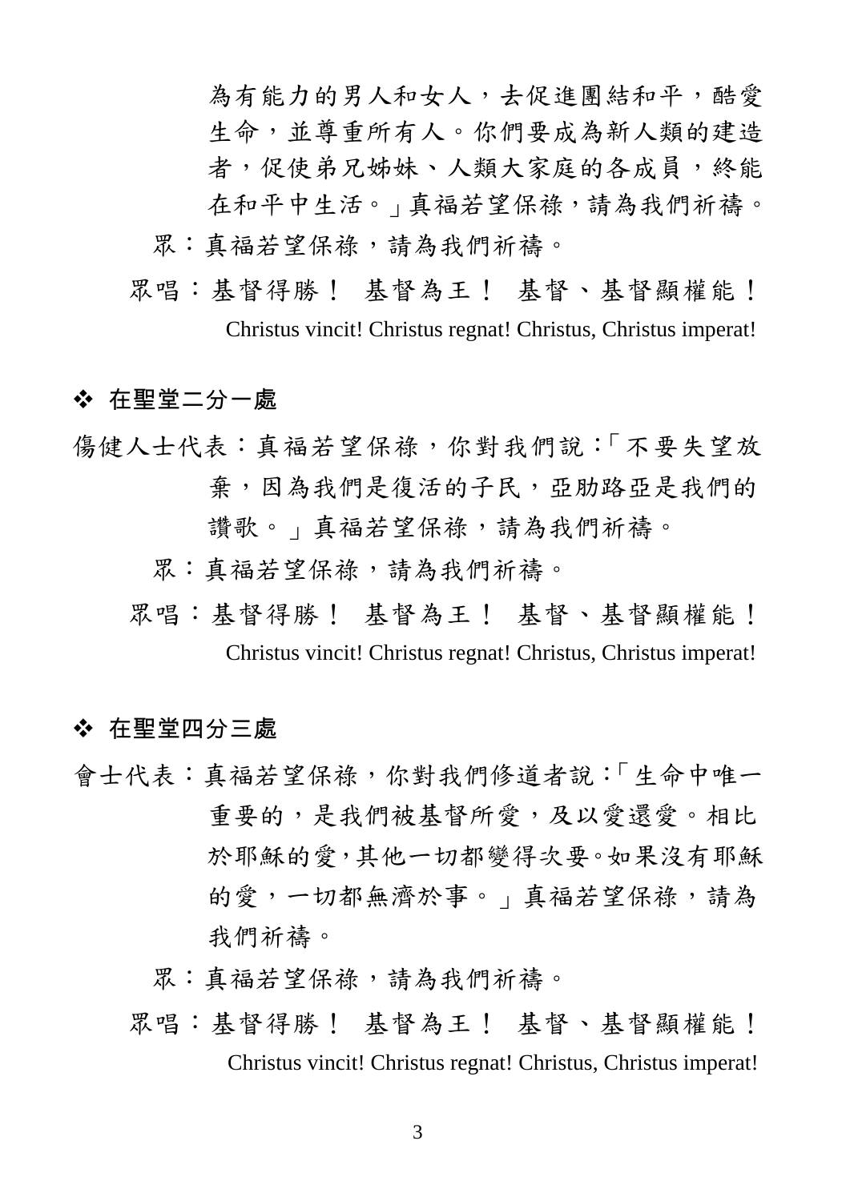為有能力的男人和女人，去促進團結和平，酷愛生命，並尊重所有人。你們要成為新人類的建造者，促使弟兄姊妹、人類大家庭的各成員，終能在和平中生活。」真福若望保祿，請為我們祈禱。

眾：真福若望保祿，請為我們祈禱。

眾唱：基督得勝！ 基督為王！ 基督、基督顯權能！

Christus vincit! Christus regnat! Christus, Christus imperat!

### ❖ 在聖堂二分一處

傷健人士代表：真福若望保祿，你對我們說：「不要失望放棄，因為我們是復活的子民，亞肋路亞是我們的讚歌。」真福若望保祿，請為我們祈禱。

眾：真福若望保祿，請為我們祈禱。

眾唱：基督得勝！ 基督為王！ 基督、基督顯權能！

Christus vincit! Christus regnat! Christus, Christus imperat!

### ❖ 在聖堂四分三處

會士代表：真福若望保祿，你對我們修道者說：「生命中唯一重要的，是我們被基督所愛，及以愛還愛。相比於耶穌的愛，其他一切都變得次要。如果沒有耶穌的愛，一切都無濟於事。」真福若望保祿，請為我們祈禱。

眾：真福若望保祿，請為我們祈禱。

眾唱：基督得勝！ 基督為王！ 基督、基督顯權能！

Christus vincit! Christus regnat! Christus, Christus imperat!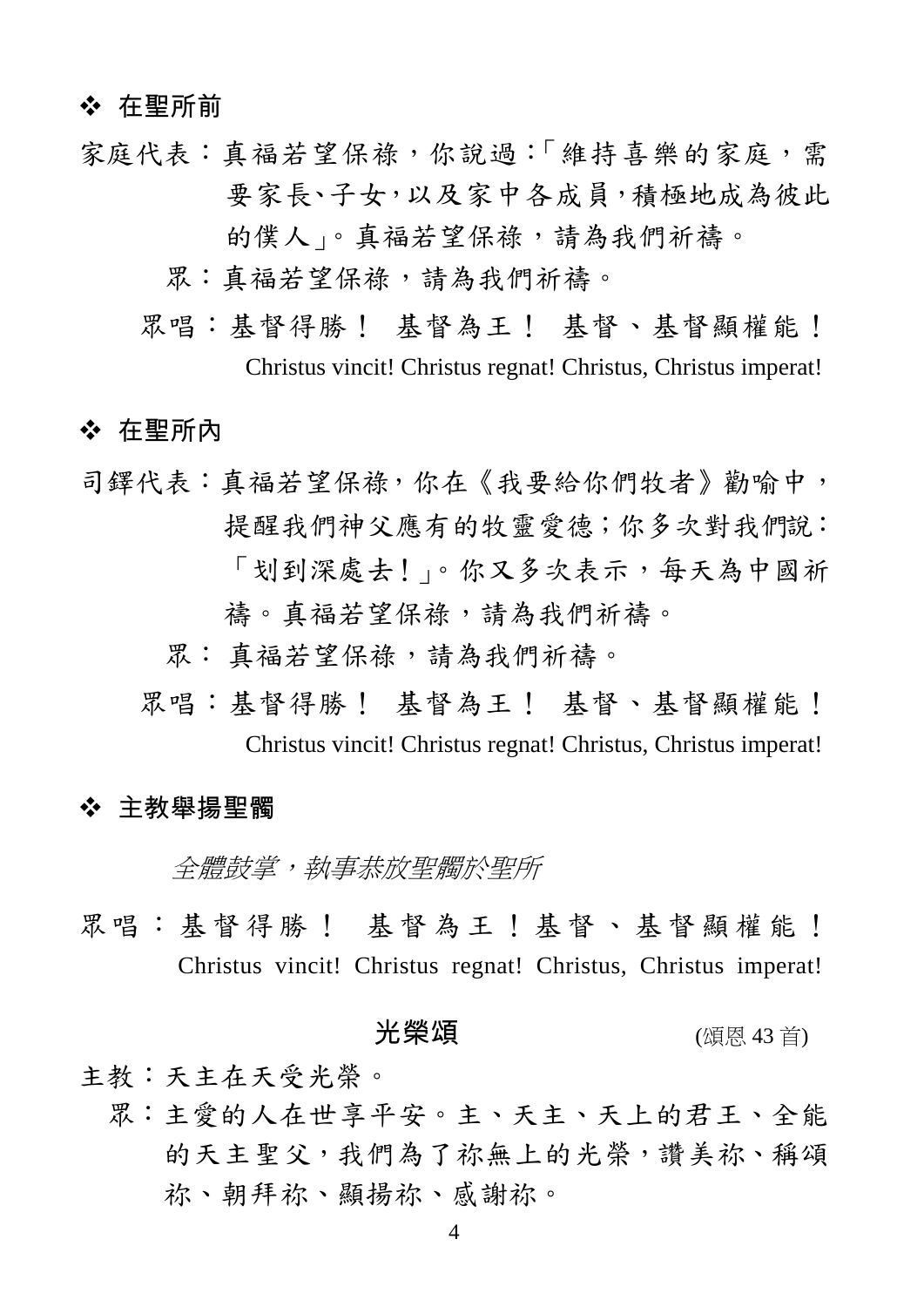### ❖ 在聖所前

家庭代表：真福若望保祿，你說過：「維持喜樂的家庭，需要家長、子女，以及家中各成員，積極地成為彼此的僕人」。真福若望保祿，請為我們祈禱。

眾：真福若望保祿，請為我們祈禱。

眾唱：基督得勝！ 基督為王！ 基督、基督顯權能！

Christus vincit! Christus regnat! Christus, Christus imperat!

### ❖ 在聖所內

司鐸代表：真福若望保祿，你在《我要給你們牧者》勸喻中，提醒我們神父應有的牧靈愛德；你多次對我們說：「划到深處去！」。你又多次表示，每天為中國祈禱。真福若望保祿，請為我們祈禱。

眾： 真福若望保祿，請為我們祈禱。

眾唱：基督得勝！ 基督為王！ 基督、基督顯權能！

Christus vincit! Christus regnat! Christus, Christus imperat!

### ❖ 主教舉揚聖髑

*全體鼓掌，執事恭放聖髑於聖所*

眾唱：基督得勝！ 基督為王！基督、基督顯權能！

Christus vincit! Christus regnat! Christus, Christus imperat!

## 光榮頌 (頌恩 43 首)

主教：天主在天受光榮。

眾：主愛的人在世享平安。主、天主、天上的君王、全能的天主聖父，我們為了祢無上的光榮，讚美祢、稱頌祢、朝拜祢、顯揚祢、感謝祢。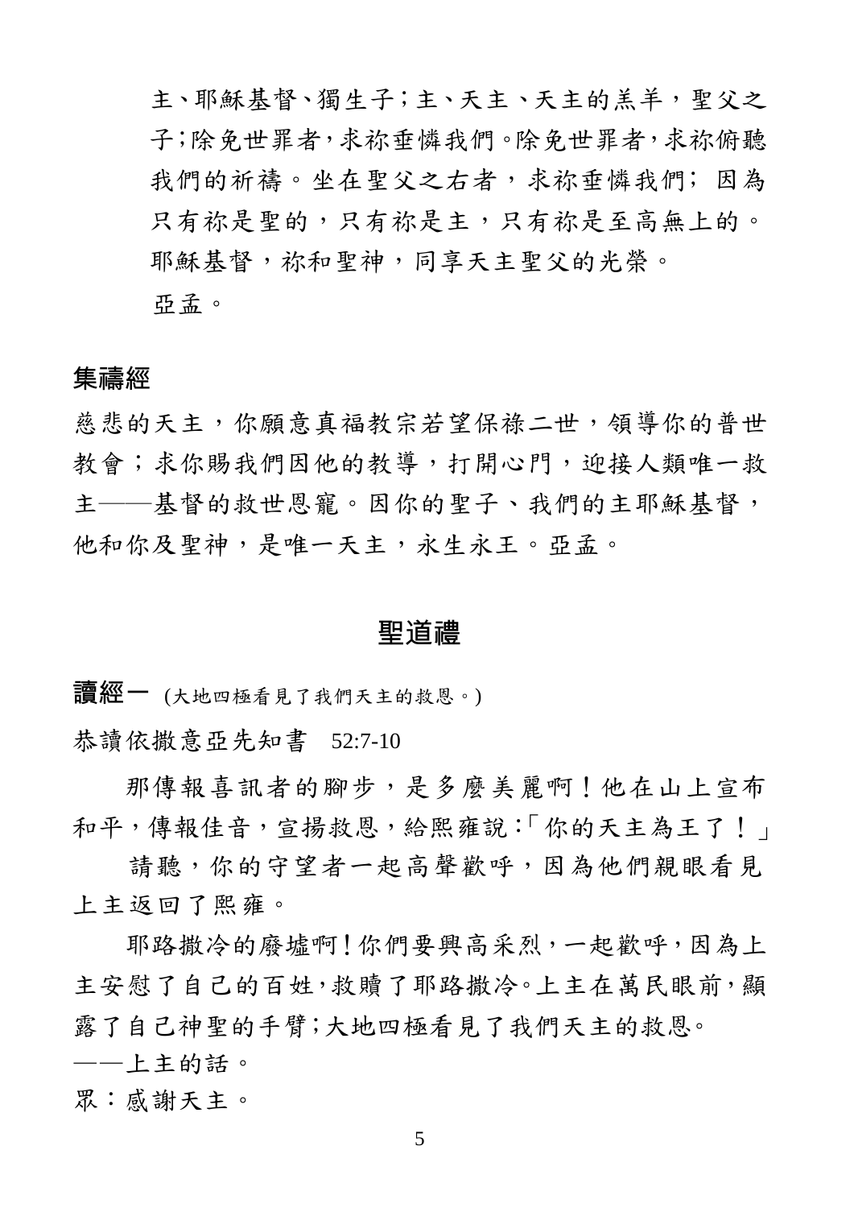主、耶穌基督、獨生子;主、天主、天主的羔羊,聖父之子;除免世罪者,求祢垂憐我們。除免世罪者,求祢俯聽我們的祈禱。坐在聖父之右者,求祢垂憐我們; 因為只有祢是聖的,只有祢是主,只有祢是至高無上的。耶穌基督,祢和聖神,同享天主聖父的光榮。

亞孟。

### 集禱經

慈悲的天主,你願意真福教宗若望保祿二世,領導你的普世教會;求你賜我們因他的教導,打開心門,迎接人類唯一救主——基督的救世恩寵。因你的聖子、我們的主耶穌基督,他和你及聖神,是唯一天主,永生永王。亞孟。

## 聖道禮

**讀經一** (大地四極看見了我們天主的救恩。)

恭讀依撒意亞先知書 52:7-10

那傳報喜訊者的腳步,是多麼美麗啊!他在山上宣布和平,傳報佳音,宣揚救恩,給熙雍說:「你的天主為王了!」

請聽,你的守望者一起高聲歡呼,因為他們親眼看見上主返回了熙雍。

耶路撒冷的廢墟啊!你們要興高采烈,一起歡呼,因為上主安慰了自己的百姓,救贖了耶路撒冷。上主在萬民眼前,顯露了自己神聖的手臂;大地四極看見了我們天主的救恩。

——上主的話。

眾:感謝天主。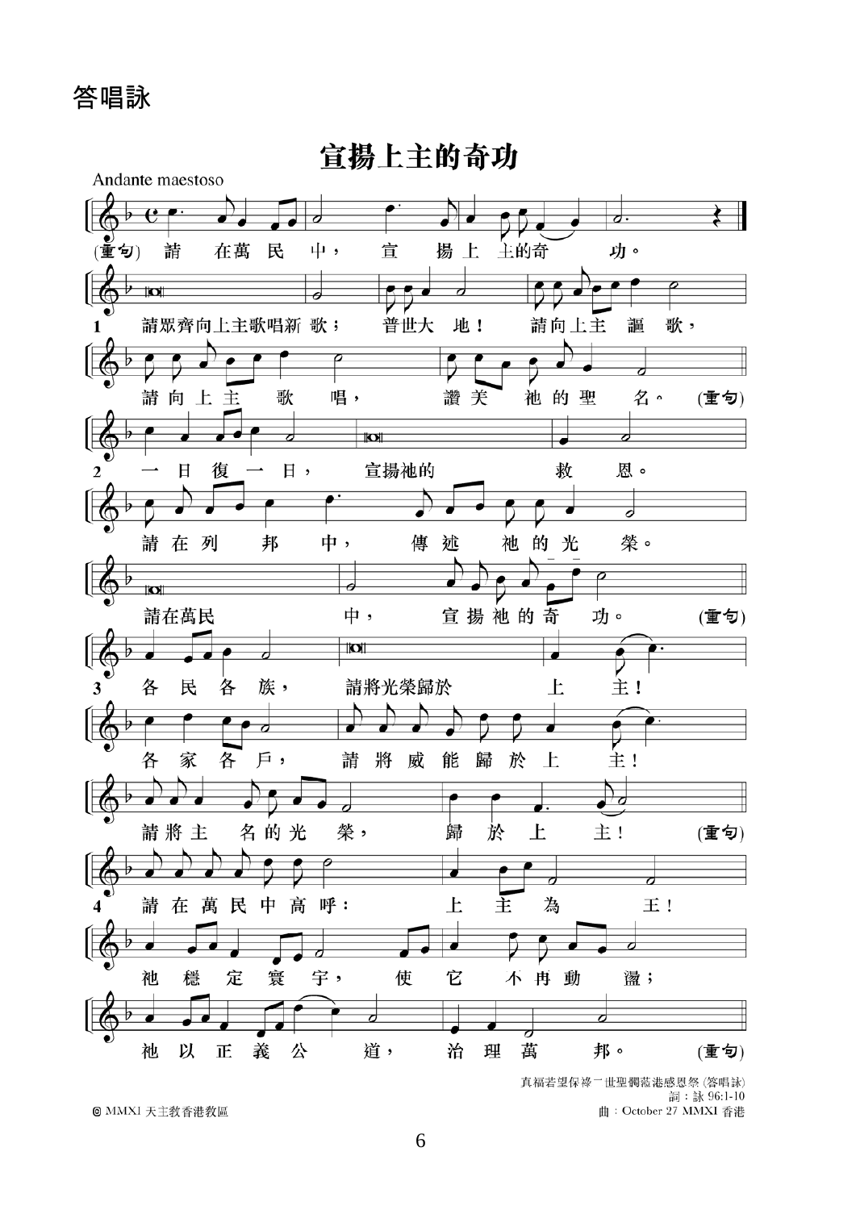# 答唱詠

## 宣揚上主的奇功

Andante maestoso

(重句) 請在萬民中，宣揚上主的奇功。

1 請眾齊向上主歌唱新歌；普世大地！請向上主謳歌，請向上主歌唱，讚美祂的聖名。(重句)

2 一日復一日，宣揚祂的救恩。請在列邦中，傳述祂的光榮。請在萬民中，宣揚祂的奇功。(重句)

3 各民各族，請將光榮歸於上主！各家各戶，請將威能歸於上主！請將主名的光榮，歸於上主！(重句)

4 請在萬民中高呼：上主為王！祂穩定寰宇，使它不再動盪；祂以正義公道，治理萬邦。(重句)

真福若望保祿二世聖髑蒞港感恩祭 (答唱詠)
詞：詠 96:1-10
曲：October 27 MMXI 香港

© MMXI 天主教香港教區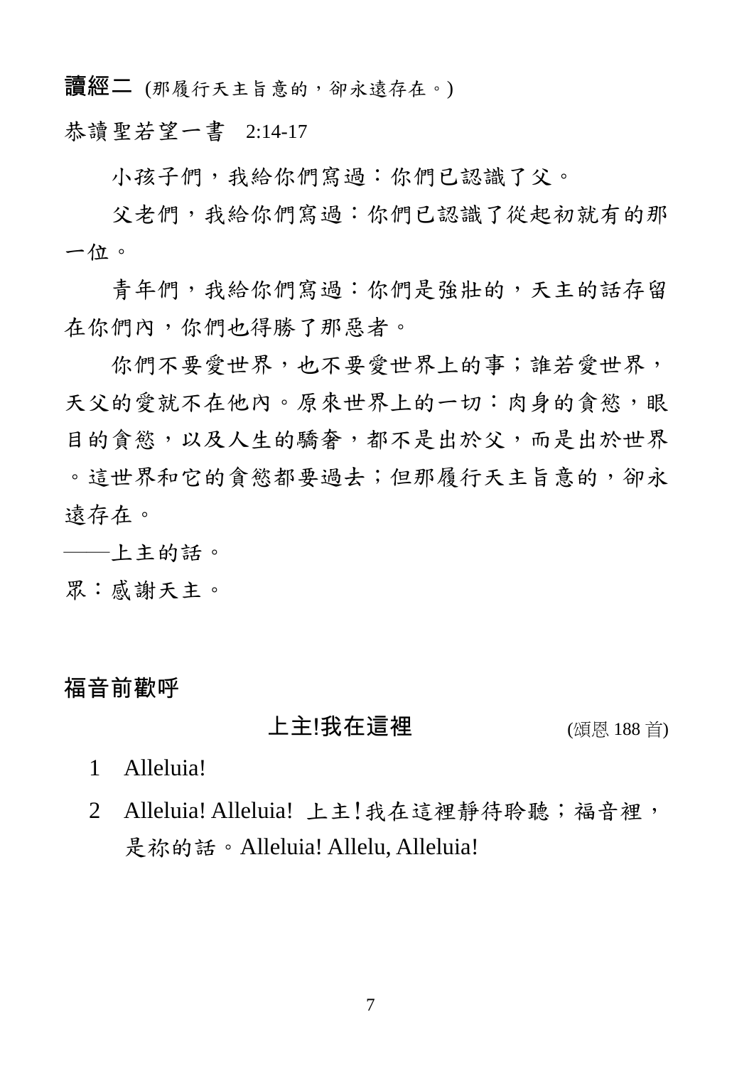**讀經二** (那履行天主旨意的，卻永遠存在。)

恭讀聖若望一書 2:14-17

小孩子們，我給你們寫過：你們已認識了父。

父老們，我給你們寫過：你們已認識了從起初就有的那一位。

青年們，我給你們寫過：你們是強壯的，天主的話存留在你們內，你們也得勝了那惡者。

你們不要愛世界，也不要愛世界上的事；誰若愛世界，天父的愛就不在他內。原來世界上的一切：肉身的貪慾，眼目的貪慾，以及人生的驕奢，都不是出於父，而是出於世界。這世界和它的貪慾都要過去；但那履行天主旨意的，卻永遠存在。

——上主的話。

眾：感謝天主。

## 福音前歡呼

**上主!我在這裡** (頌恩 188 首)

1 Alleluia!

2 Alleluia! Alleluia! 上主!我在這裡靜待聆聽；福音裡，是祢的話。Alleluia! Allelu, Alleluia!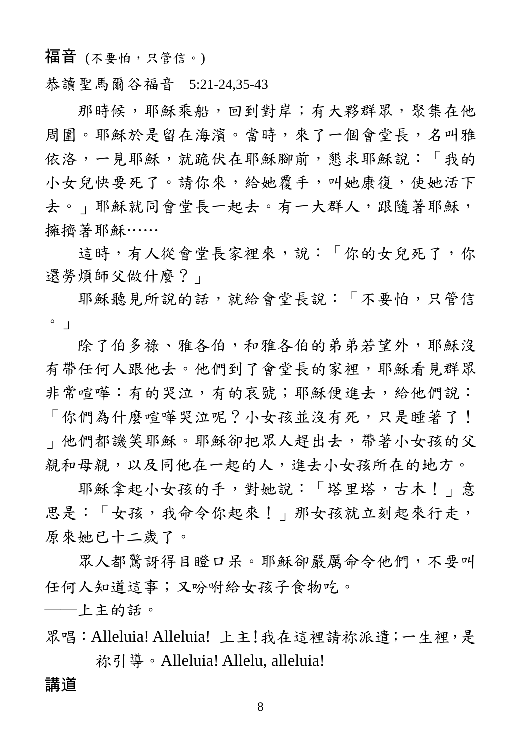**福音** (不要怕，只管信。)

恭讀聖馬爾谷福音　5:21-24,35-43

那時候，耶穌乘船，回到對岸；有大夥群眾，聚集在他周圍。耶穌於是留在海濱。當時，來了一個會堂長，名叫雅依洛，一見耶穌，就跪伏在耶穌腳前，懇求耶穌說：「我的小女兒快要死了。請你來，給她覆手，叫她康復，使她活下去。」耶穌就同會堂長一起去。有一大群人，跟隨著耶穌，擁擠著耶穌……

這時，有人從會堂長家裡來，說：「你的女兒死了，你還勞煩師父做什麼？」

耶穌聽見所說的話，就給會堂長說：「不要怕，只管信。」

除了伯多祿、雅各伯，和雅各伯的弟弟若望外，耶穌沒有帶任何人跟他去。他們到了會堂長的家裡，耶穌看見群眾非常喧嘩：有的哭泣，有的哀號；耶穌便進去，給他們說：「你們為什麼喧嘩哭泣呢？小女孩並沒有死，只是睡著了！」他們都譏笑耶穌。耶穌卻把眾人趕出去，帶著小女孩的父親和母親，以及同他在一起的人，進去小女孩所在的地方。

耶穌拿起小女孩的手，對她說：「塔里塔，古木！」意思是：「女孩，我命令你起來！」那女孩就立刻起來行走，原來她已十二歲了。

眾人都驚訝得目瞪口呆。耶穌卻嚴厲命令他們，不要叫任何人知道這事；又吩咐給女孩子食物吃。

——上主的話。

眾唱：Alleluia! Alleluia! 上主！我在這裡請祢派遣；一生裡，是祢引導。Alleluia! Allelu, alleluia!

**講道**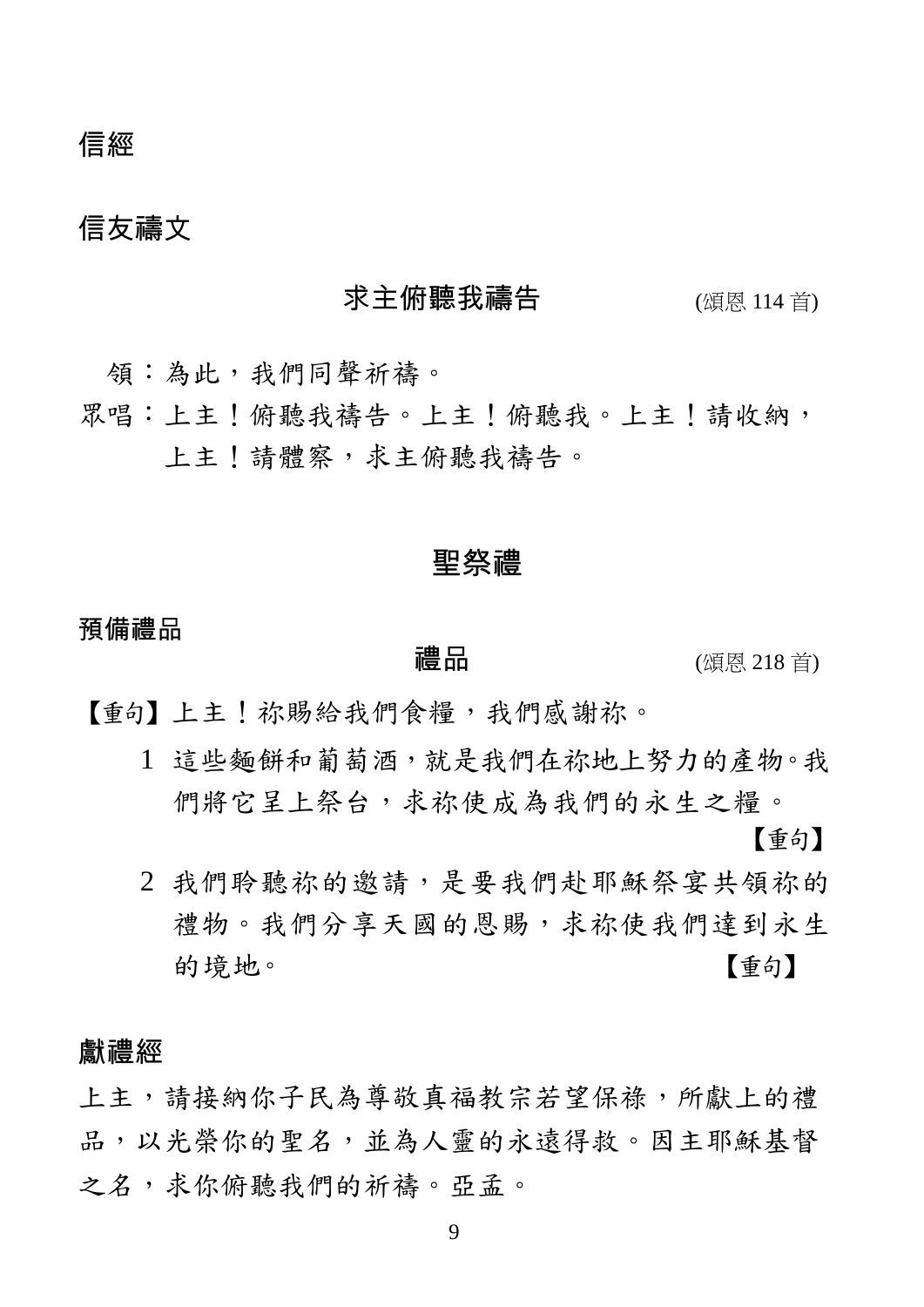**信經**

**信友禱文**

### 求主俯聽我禱告 (頌恩 114 首)

領：為此，我們同聲祈禱。

眾唱：上主！俯聽我禱告。上主！俯聽我。上主！請收納，上主！請體察，求主俯聽我禱告。

## 聖祭禮

**預備禮品**

### 禮品 (頌恩 218 首)

【重句】上主！祢賜給我們食糧，我們感謝祢。

1 這些麵餅和葡萄酒，就是我們在祢地上努力的產物。我們將它呈上祭台，求祢使成為我們的永生之糧。【重句】

2 我們聆聽祢的邀請，是要我們赴耶穌祭宴共領祢的禮物。我們分享天國的恩賜，求祢使我們達到永生的境地。【重句】

**獻禮經**

上主，請接納你子民為尊敬真福教宗若望保祿，所獻上的禮品，以光榮你的聖名，並為人靈的永遠得救。因主耶穌基督之名，求你俯聽我們的祈禱。亞孟。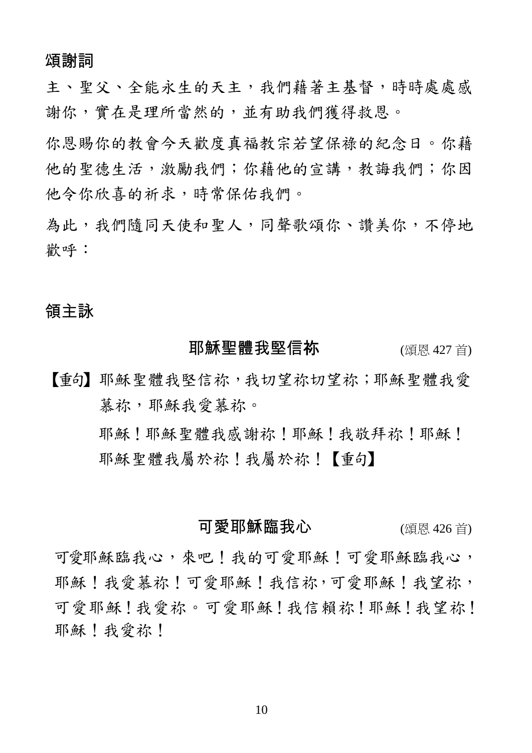## 頌謝詞

主、聖父、全能永生的天主，我們藉著主基督，時時處處感謝你，實在是理所當然的，並有助我們獲得救恩。

你恩賜你的教會今天歡度真福教宗若望保祿的紀念日。你藉他的聖德生活，激勵我們；你藉他的宣講，教誨我們；你因他令你欣喜的祈求，時常保佑我們。

為此，我們隨同天使和聖人，同聲歌頌你、讚美你，不停地歡呼：

## 領主詠

### 耶穌聖體我堅信祢 (頌恩 427 首)

【重句】耶穌聖體我堅信祢，我切望祢切望祢；耶穌聖體我愛慕祢，耶穌我愛慕祢。

耶穌！耶穌聖體我感謝祢！耶穌！我敬拜祢！耶穌！耶穌聖體我屬於祢！我屬於祢！【重句】

### 可愛耶穌臨我心 (頌恩 426 首)

可愛耶穌臨我心，來吧！我的可愛耶穌！可愛耶穌臨我心，耶穌！我愛慕祢！可愛耶穌！我信祢，可愛耶穌！我望祢，可愛耶穌！我愛祢。可愛耶穌！我信賴祢！耶穌！我望祢！耶穌！我愛祢！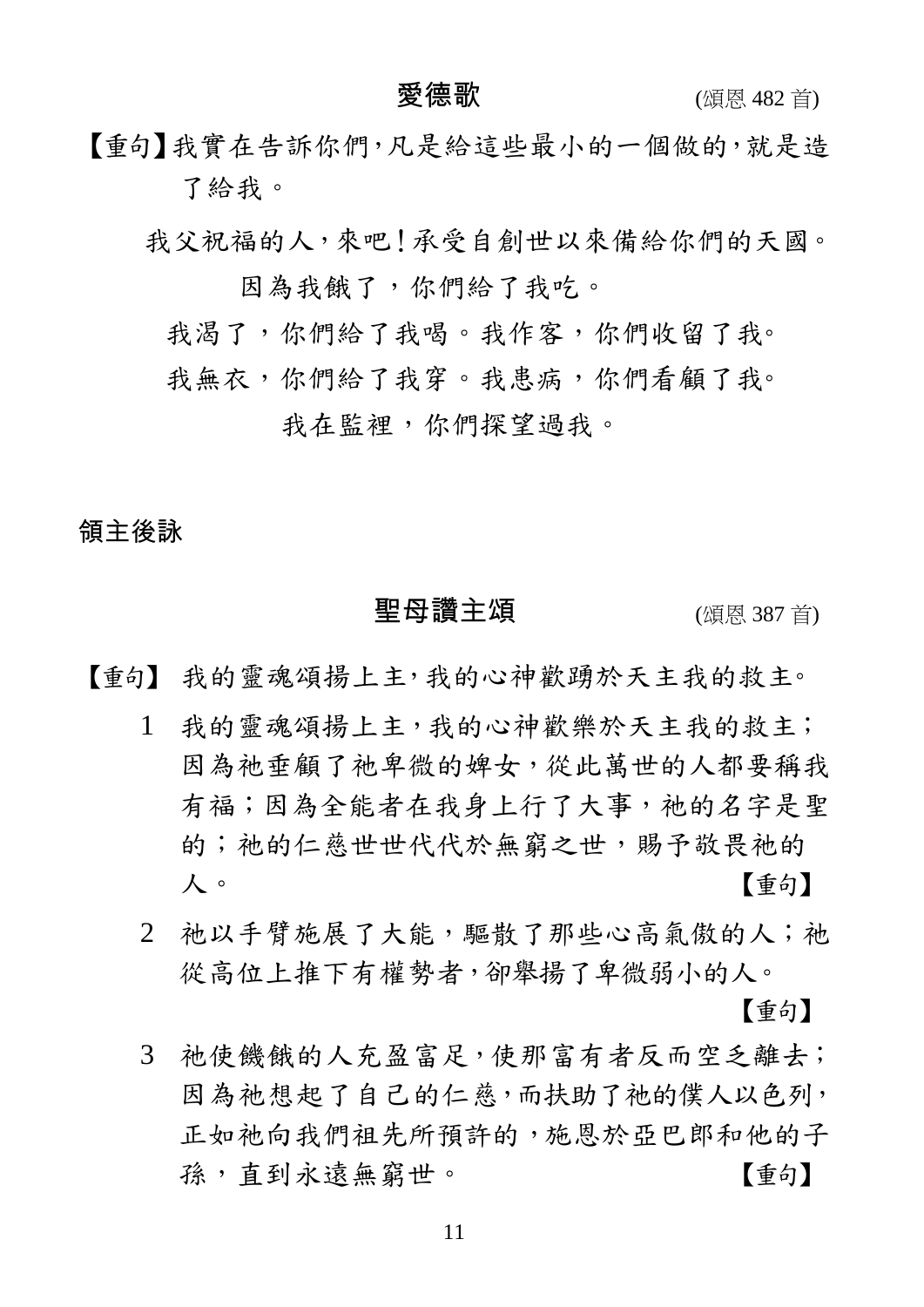## 愛德歌 (頌恩 482 首)

【重句】我實在告訴你們，凡是給這些最小的一個做的，就是造了給我。

我父祝福的人，來吧！承受自創世以來備給你們的天國。

因為我餓了，你們給了我吃。

我渴了，你們給了我喝。我作客，你們收留了我。

我無衣，你們給了我穿。我患病，你們看顧了我。

我在監裡，你們探望過我。

**領主後詠**

## 聖母讚主頌 (頌恩 387 首)

【重句】 我的靈魂頌揚上主，我的心神歡踴於天主我的救主。

1 我的靈魂頌揚上主，我的心神歡樂於天主我的救主；因為祂垂顧了祂卑微的婢女，從此萬世的人都要稱我有福；因為全能者在我身上行了大事，祂的名字是聖的；祂的仁慈世世代代於無窮之世，賜予敬畏祂的人。 【重句】

2 祂以手臂施展了大能，驅散了那些心高氣傲的人；祂從高位上推下有權勢者，卻舉揚了卑微弱小的人。 【重句】

3 祂使饑餓的人充盈富足，使那富有者反而空乏離去；因為祂想起了自己的仁慈，而扶助了祂的僕人以色列，正如祂向我們祖先所預許的，施恩於亞巴郎和他的子孫，直到永遠無窮世。 【重句】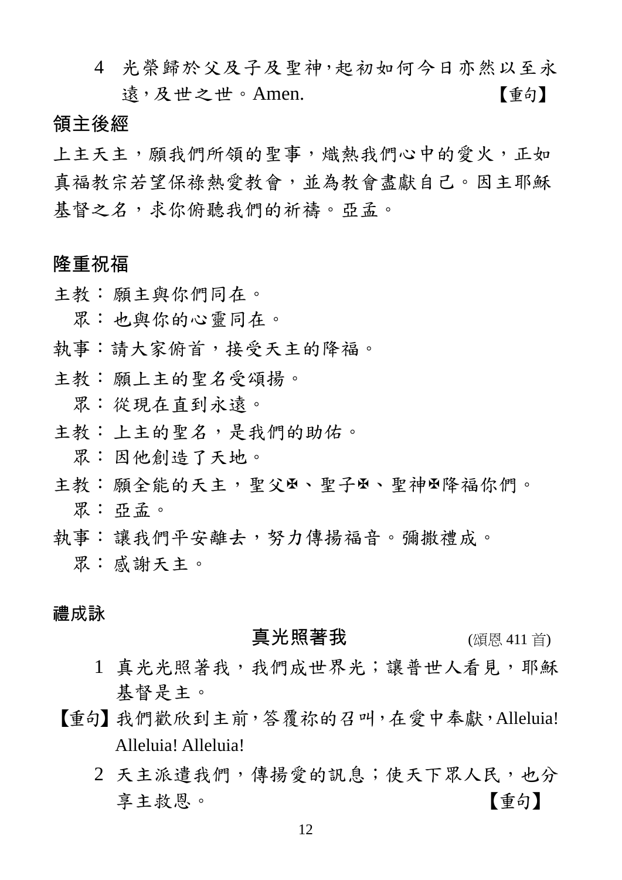4 光榮歸於父及子及聖神，起初如何今日亦然以至永遠，及世之世。Amen. 【重句】

## 領主後經

上主天主，願我們所領的聖事，熾熱我們心中的愛火，正如真福教宗若望保祿熱愛教會，並為教會盡獻自己。因主耶穌基督之名，求你俯聽我們的祈禱。亞孟。

## 隆重祝福

主教：願主與你們同在。
眾：也與你的心靈同在。
執事：請大家俯首，接受天主的降福。
主教：願上主的聖名受頌揚。
眾：從現在直到永遠。
主教：上主的聖名，是我們的助佑。
眾：因他創造了天地。
主教：願全能的天主，聖父✠、聖子✠、聖神✠降福你們。
眾：亞孟。
執事：讓我們平安離去，努力傳揚福音。彌撒禮成。
眾：感謝天主。

## 禮成詠

### 真光照著我 (頌恩 411 首)

1 真光光照著我，我們成世界光；讓普世人看見，耶穌基督是主。

【重句】我們歡欣到主前，答覆祢的召叫，在愛中奉獻，Alleluia! Alleluia! Alleluia!

2 天主派遣我們，傳揚愛的訊息；使天下眾人民，也分享主救恩。 【重句】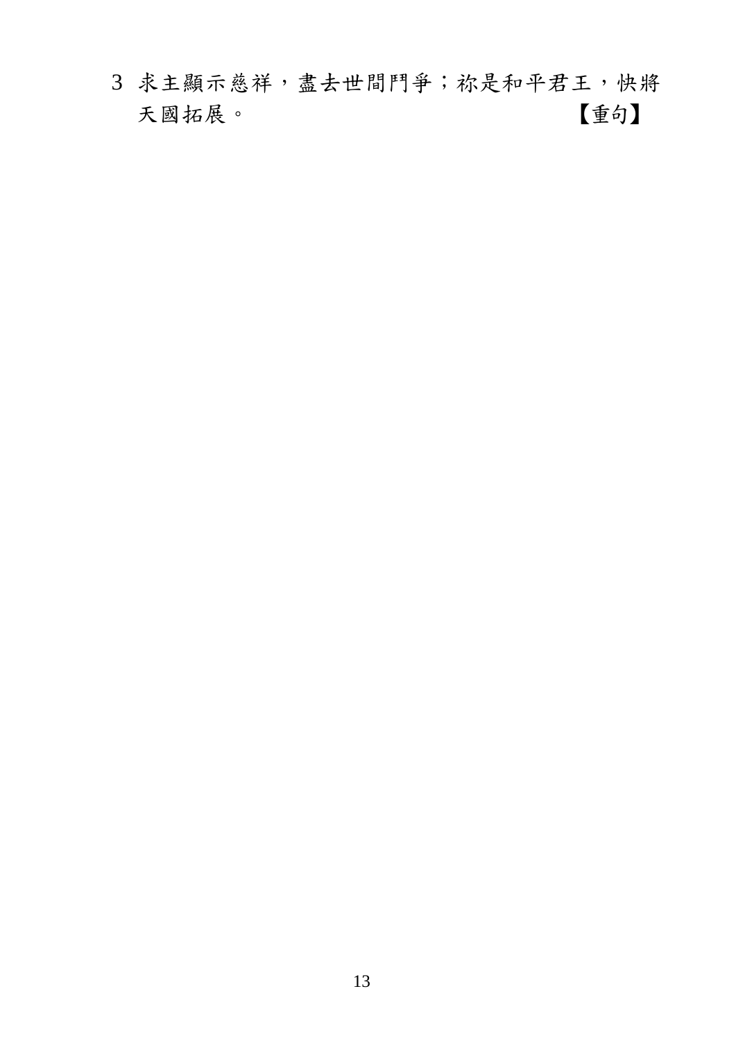3 求主顯示慈祥，盡去世間鬥爭；祢是和平君王，快將天國拓展。　　　　　　　　　　　　　　　　　　　　【重句】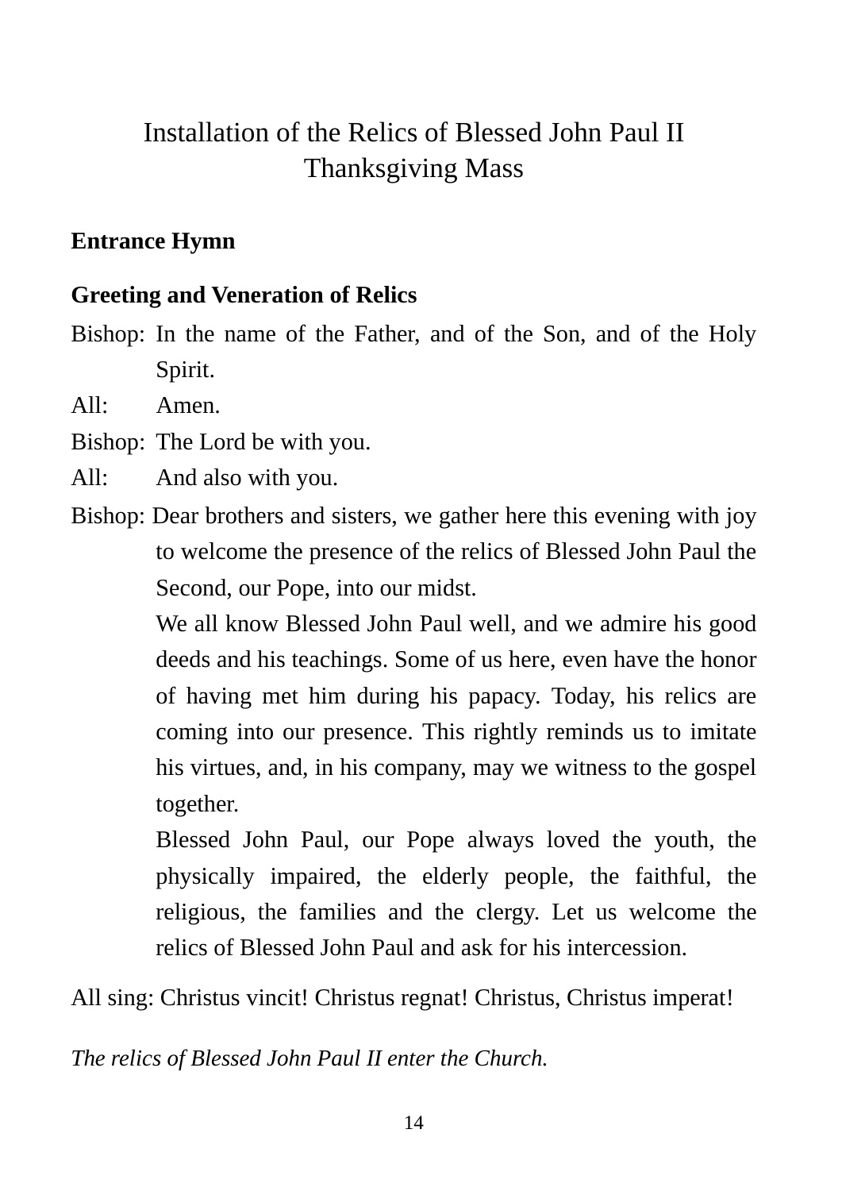# Installation of the Relics of Blessed John Paul II
# Thanksgiving Mass

**Entrance Hymn**

**Greeting and Veneration of Relics**

Bishop: In the name of the Father, and of the Son, and of the Holy Spirit.

All: Amen.

Bishop: The Lord be with you.

All: And also with you.

Bishop: Dear brothers and sisters, we gather here this evening with joy to welcome the presence of the relics of Blessed John Paul the Second, our Pope, into our midst.

We all know Blessed John Paul well, and we admire his good deeds and his teachings. Some of us here, even have the honor of having met him during his papacy. Today, his relics are coming into our presence. This rightly reminds us to imitate his virtues, and, in his company, may we witness to the gospel together.

Blessed John Paul, our Pope always loved the youth, the physically impaired, the elderly people, the faithful, the religious, the families and the clergy. Let us welcome the relics of Blessed John Paul and ask for his intercession.

All sing: Christus vincit! Christus regnat! Christus, Christus imperat!

*The relics of Blessed John Paul II enter the Church.*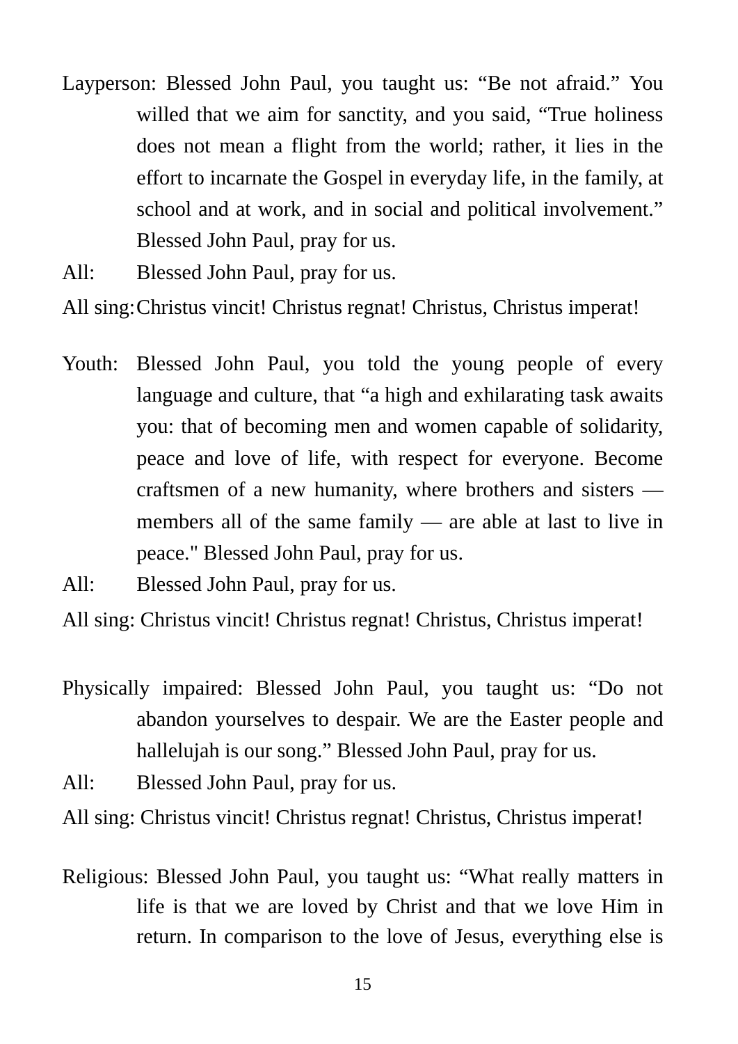Layperson: Blessed John Paul, you taught us: “Be not afraid.” You willed that we aim for sanctity, and you said, “True holiness does not mean a flight from the world; rather, it lies in the effort to incarnate the Gospel in everyday life, in the family, at school and at work, and in social and political involvement.” Blessed John Paul, pray for us.

All: Blessed John Paul, pray for us.

All sing: Christus vincit! Christus regnat! Christus, Christus imperat!

Youth: Blessed John Paul, you told the young people of every language and culture, that “a high and exhilarating task awaits you: that of becoming men and women capable of solidarity, peace and love of life, with respect for everyone. Become craftsmen of a new humanity, where brothers and sisters — members all of the same family — are able at last to live in peace." Blessed John Paul, pray for us.

All: Blessed John Paul, pray for us.

All sing: Christus vincit! Christus regnat! Christus, Christus imperat!

Physically impaired: Blessed John Paul, you taught us: “Do not abandon yourselves to despair. We are the Easter people and hallelujah is our song.” Blessed John Paul, pray for us.

All: Blessed John Paul, pray for us.

All sing: Christus vincit! Christus regnat! Christus, Christus imperat!

Religious: Blessed John Paul, you taught us: “What really matters in life is that we are loved by Christ and that we love Him in return. In comparison to the love of Jesus, everything else is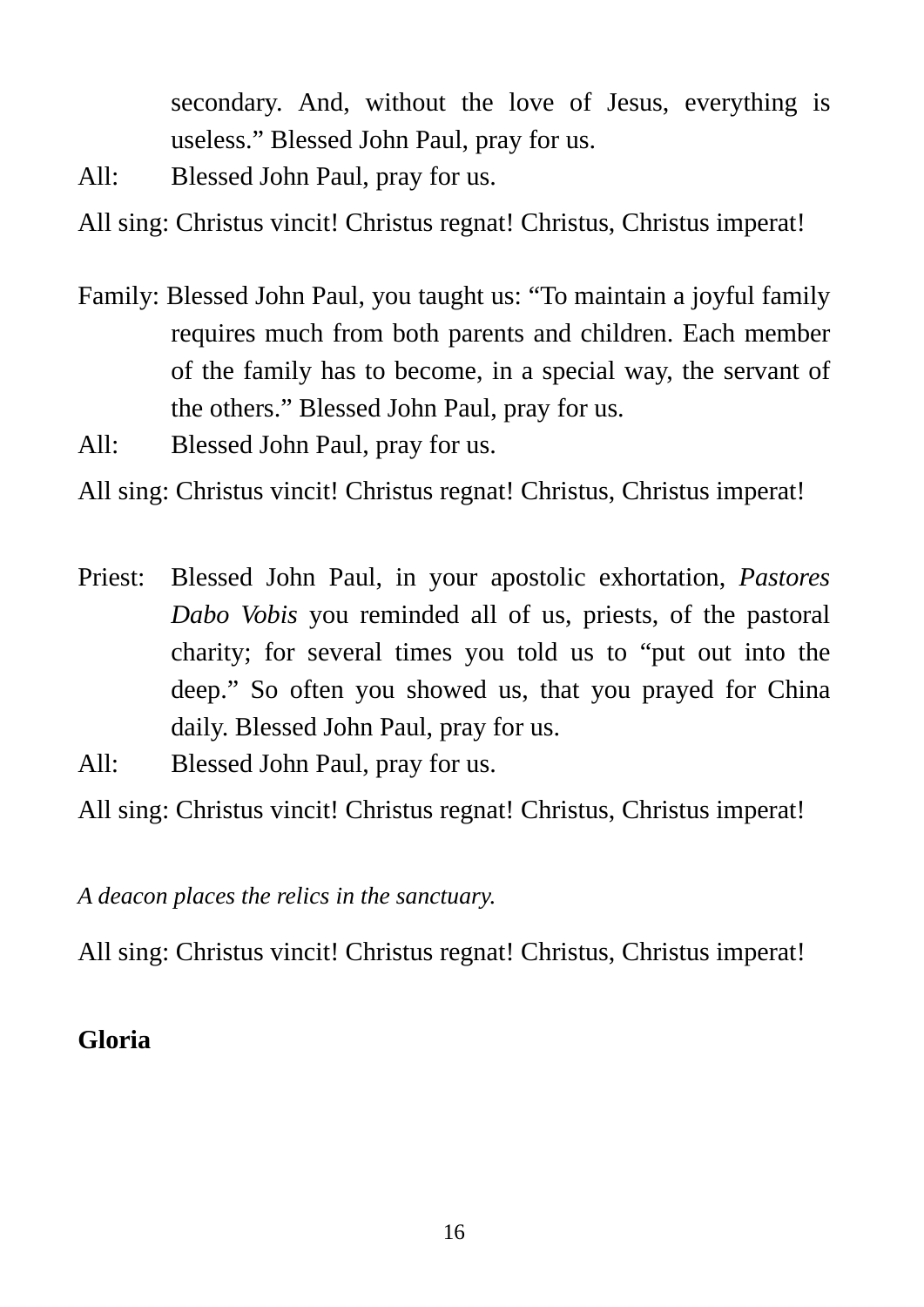secondary. And, without the love of Jesus, everything is useless." Blessed John Paul, pray for us.

All: Blessed John Paul, pray for us.

All sing: Christus vincit! Christus regnat! Christus, Christus imperat!

Family: Blessed John Paul, you taught us: "To maintain a joyful family requires much from both parents and children. Each member of the family has to become, in a special way, the servant of the others." Blessed John Paul, pray for us.

All: Blessed John Paul, pray for us.

All sing: Christus vincit! Christus regnat! Christus, Christus imperat!

Priest: Blessed John Paul, in your apostolic exhortation, *Pastores Dabo Vobis* you reminded all of us, priests, of the pastoral charity; for several times you told us to "put out into the deep." So often you showed us, that you prayed for China daily. Blessed John Paul, pray for us.

All: Blessed John Paul, pray for us.

All sing: Christus vincit! Christus regnat! Christus, Christus imperat!

*A deacon places the relics in the sanctuary.*

All sing: Christus vincit! Christus regnat! Christus, Christus imperat!

**Gloria**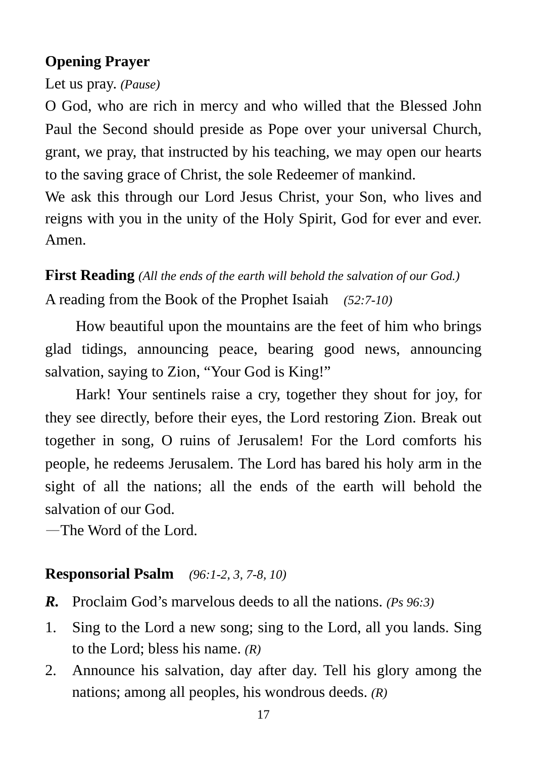**Opening Prayer**

Let us pray. *(Pause)*

O God, who are rich in mercy and who willed that the Blessed John Paul the Second should preside as Pope over your universal Church, grant, we pray, that instructed by his teaching, we may open our hearts to the saving grace of Christ, the sole Redeemer of mankind.

We ask this through our Lord Jesus Christ, your Son, who lives and reigns with you in the unity of the Holy Spirit, God for ever and ever. Amen.

**First Reading** *(All the ends of the earth will behold the salvation of our God.)*

A reading from the Book of the Prophet Isaiah *(52:7-10)*

How beautiful upon the mountains are the feet of him who brings glad tidings, announcing peace, bearing good news, announcing salvation, saying to Zion, "Your God is King!"

Hark! Your sentinels raise a cry, together they shout for joy, for they see directly, before their eyes, the Lord restoring Zion. Break out together in song, O ruins of Jerusalem! For the Lord comforts his people, he redeems Jerusalem. The Lord has bared his holy arm in the sight of all the nations; all the ends of the earth will behold the salvation of our God.

—The Word of the Lord.

**Responsorial Psalm** *(96:1-2, 3, 7-8, 10)*

***R.*** Proclaim God's marvelous deeds to all the nations. *(Ps 96:3)*

1. Sing to the Lord a new song; sing to the Lord, all you lands. Sing to the Lord; bless his name. *(R)*
2. Announce his salvation, day after day. Tell his glory among the nations; among all peoples, his wondrous deeds. *(R)*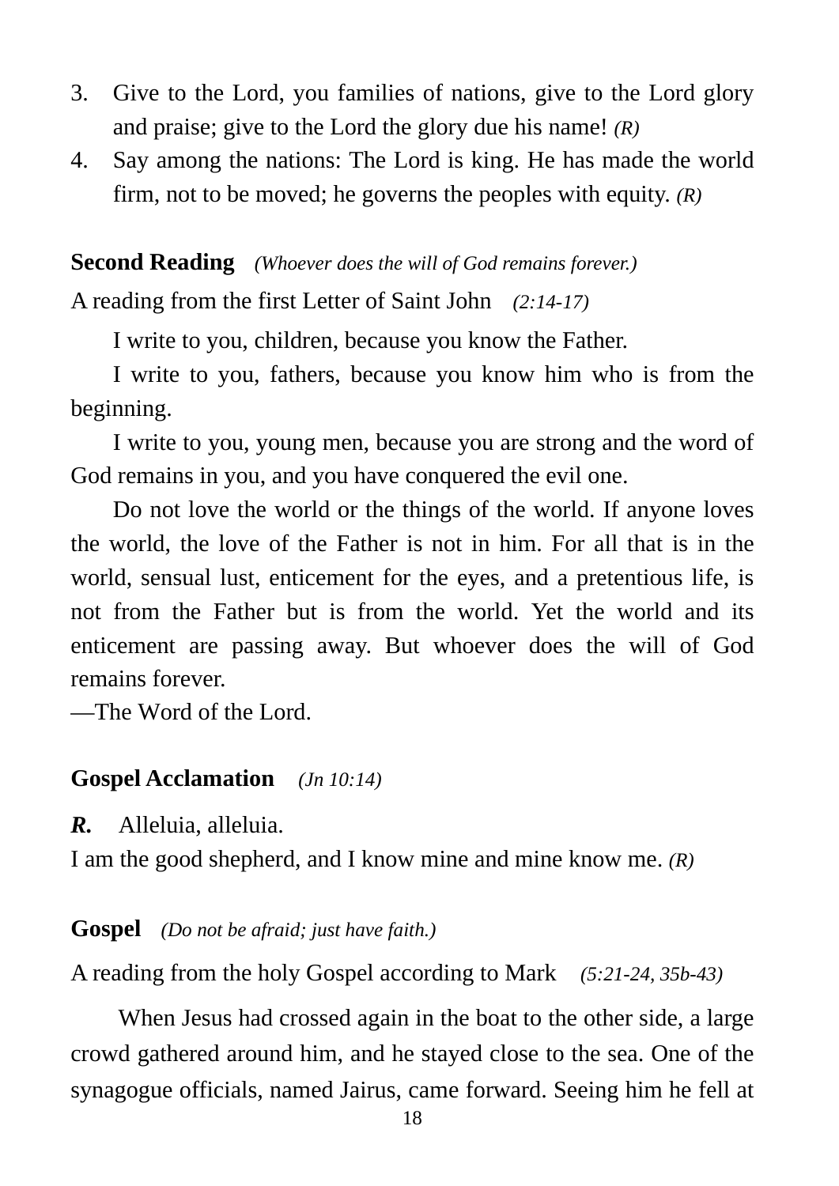3. Give to the Lord, you families of nations, give to the Lord glory and praise; give to the Lord the glory due his name! *(R)*
4. Say among the nations: The Lord is king. He has made the world firm, not to be moved; he governs the peoples with equity. *(R)*

**Second Reading** *(Whoever does the will of God remains forever.)*

A reading from the first Letter of Saint John *(2:14-17)*

I write to you, children, because you know the Father.

I write to you, fathers, because you know him who is from the beginning.

I write to you, young men, because you are strong and the word of God remains in you, and you have conquered the evil one.

Do not love the world or the things of the world. If anyone loves the world, the love of the Father is not in him. For all that is in the world, sensual lust, enticement for the eyes, and a pretentious life, is not from the Father but is from the world. Yet the world and its enticement are passing away. But whoever does the will of God remains forever.

—The Word of the Lord.

**Gospel Acclamation** *(Jn 10:14)*

***R.*** Alleluia, alleluia.

I am the good shepherd, and I know mine and mine know me. *(R)*

**Gospel** *(Do not be afraid; just have faith.)*

A reading from the holy Gospel according to Mark *(5:21-24, 35b-43)*

When Jesus had crossed again in the boat to the other side, a large crowd gathered around him, and he stayed close to the sea. One of the synagogue officials, named Jairus, came forward. Seeing him he fell at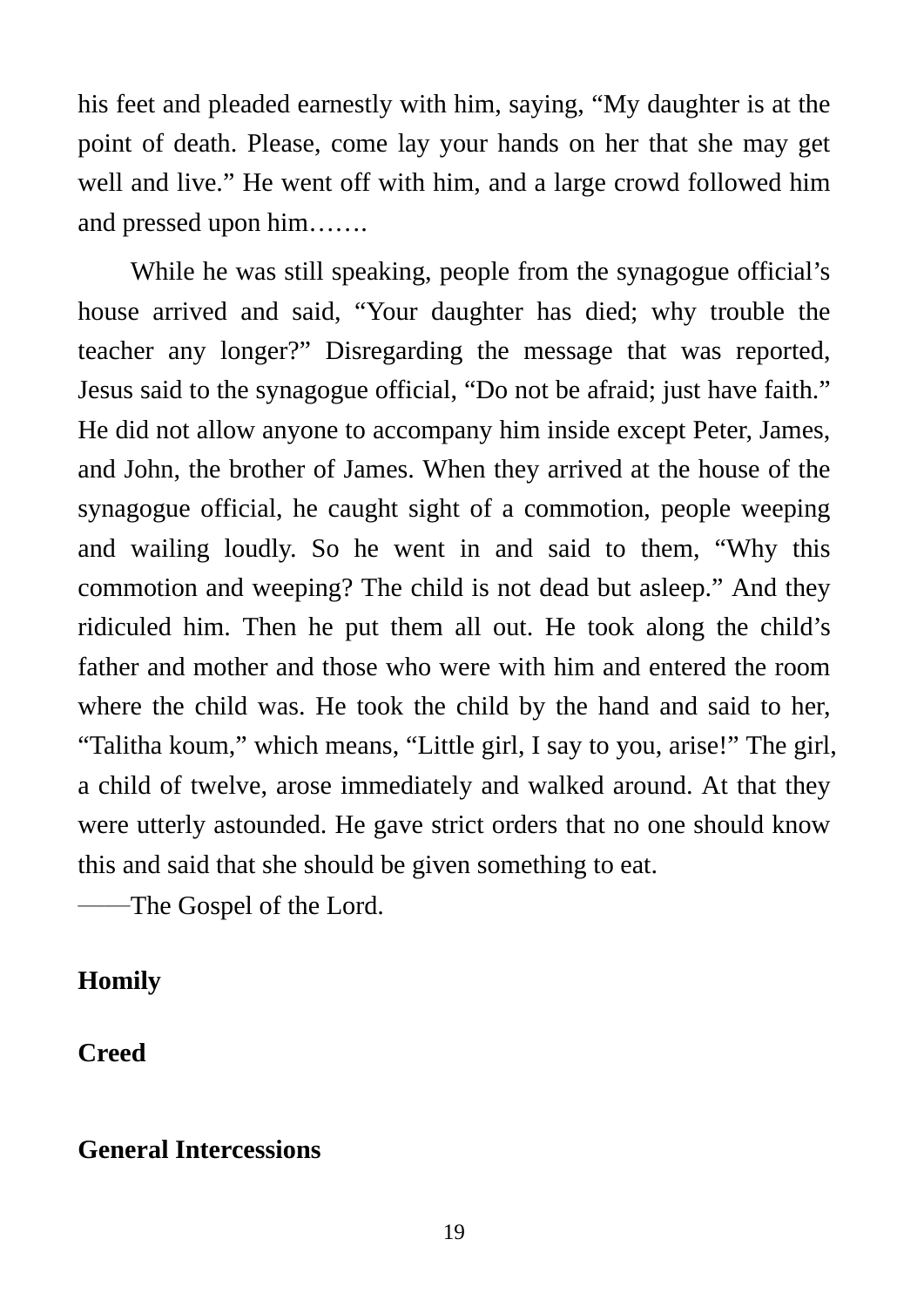his feet and pleaded earnestly with him, saying, “My daughter is at the point of death. Please, come lay your hands on her that she may get well and live.” He went off with him, and a large crowd followed him and pressed upon him…….

While he was still speaking, people from the synagogue official’s house arrived and said, “Your daughter has died; why trouble the teacher any longer?” Disregarding the message that was reported, Jesus said to the synagogue official, “Do not be afraid; just have faith.” He did not allow anyone to accompany him inside except Peter, James, and John, the brother of James. When they arrived at the house of the synagogue official, he caught sight of a commotion, people weeping and wailing loudly. So he went in and said to them, “Why this commotion and weeping? The child is not dead but asleep.” And they ridiculed him. Then he put them all out. He took along the child’s father and mother and those who were with him and entered the room where the child was. He took the child by the hand and said to her, “Talitha koum,” which means, “Little girl, I say to you, arise!” The girl, a child of twelve, arose immediately and walked around. At that they were utterly astounded. He gave strict orders that no one should know this and said that she should be given something to eat.

——The Gospel of the Lord.

**Homily**

**Creed**

**General Intercessions**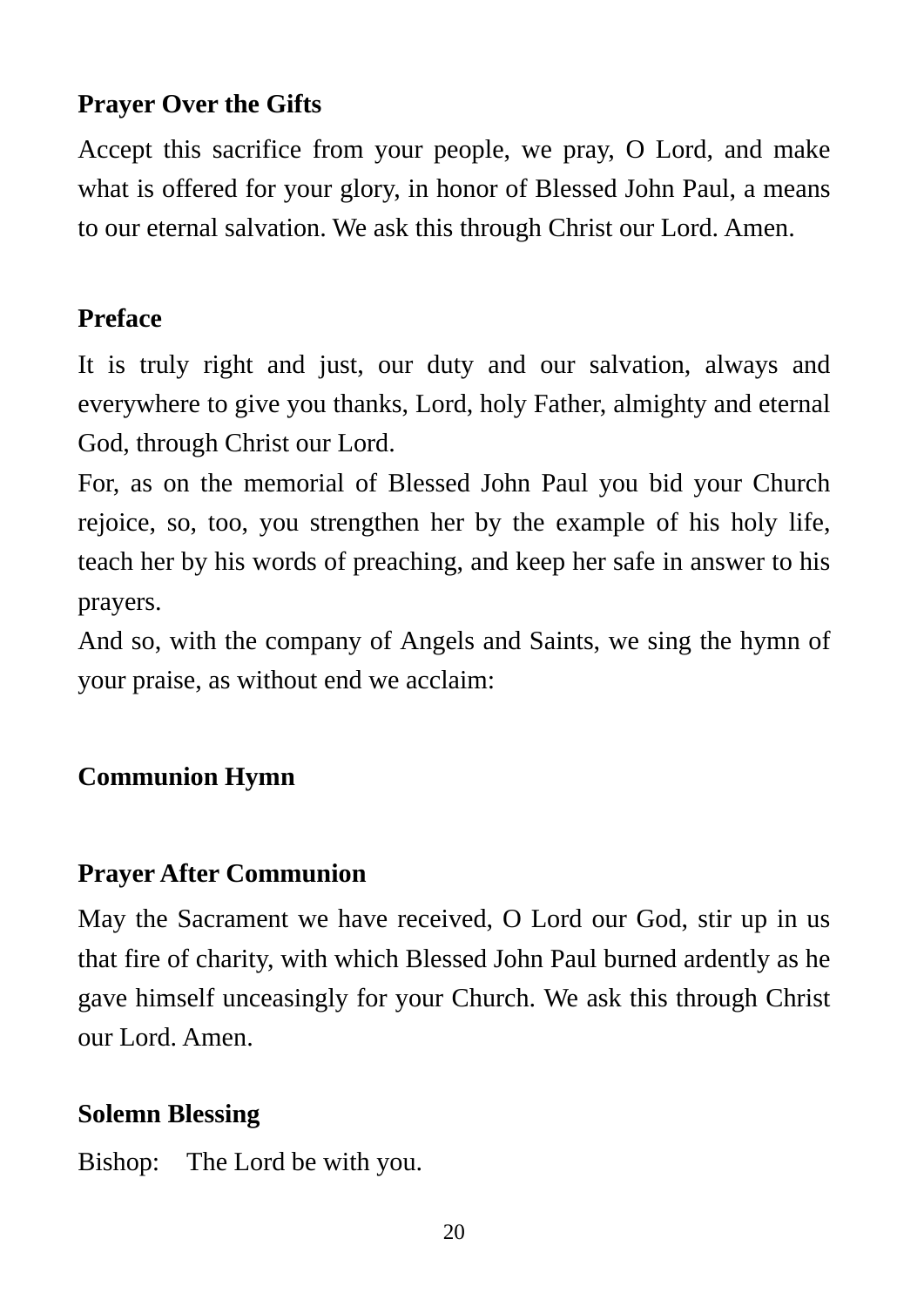**Prayer Over the Gifts**

Accept this sacrifice from your people, we pray, O Lord, and make what is offered for your glory, in honor of Blessed John Paul, a means to our eternal salvation. We ask this through Christ our Lord. Amen.

**Preface**

It is truly right and just, our duty and our salvation, always and everywhere to give you thanks, Lord, holy Father, almighty and eternal God, through Christ our Lord.

For, as on the memorial of Blessed John Paul you bid your Church rejoice, so, too, you strengthen her by the example of his holy life, teach her by his words of preaching, and keep her safe in answer to his prayers.

And so, with the company of Angels and Saints, we sing the hymn of your praise, as without end we acclaim:

**Communion Hymn**

**Prayer After Communion**

May the Sacrament we have received, O Lord our God, stir up in us that fire of charity, with which Blessed John Paul burned ardently as he gave himself unceasingly for your Church. We ask this through Christ our Lord. Amen.

**Solemn Blessing**

Bishop: The Lord be with you.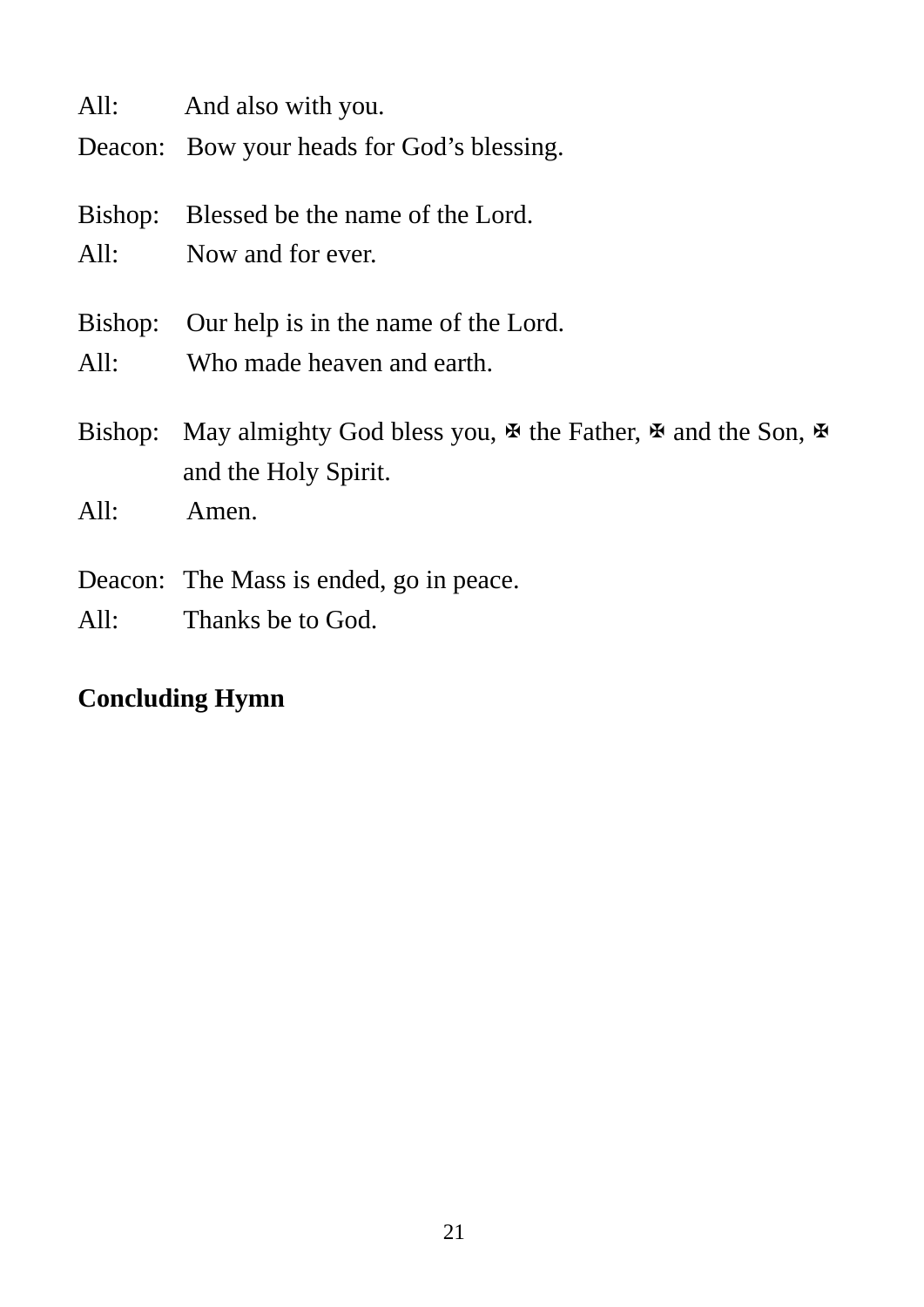All: And also with you.

Deacon: Bow your heads for God’s blessing.

Bishop: Blessed be the name of the Lord.

All: Now and for ever.

Bishop: Our help is in the name of the Lord.

All: Who made heaven and earth.

Bishop: May almighty God bless you, ✠ the Father, ✠ and the Son, ✠ and the Holy Spirit.

All: Amen.

Deacon: The Mass is ended, go in peace.

All: Thanks be to God.

**Concluding Hymn**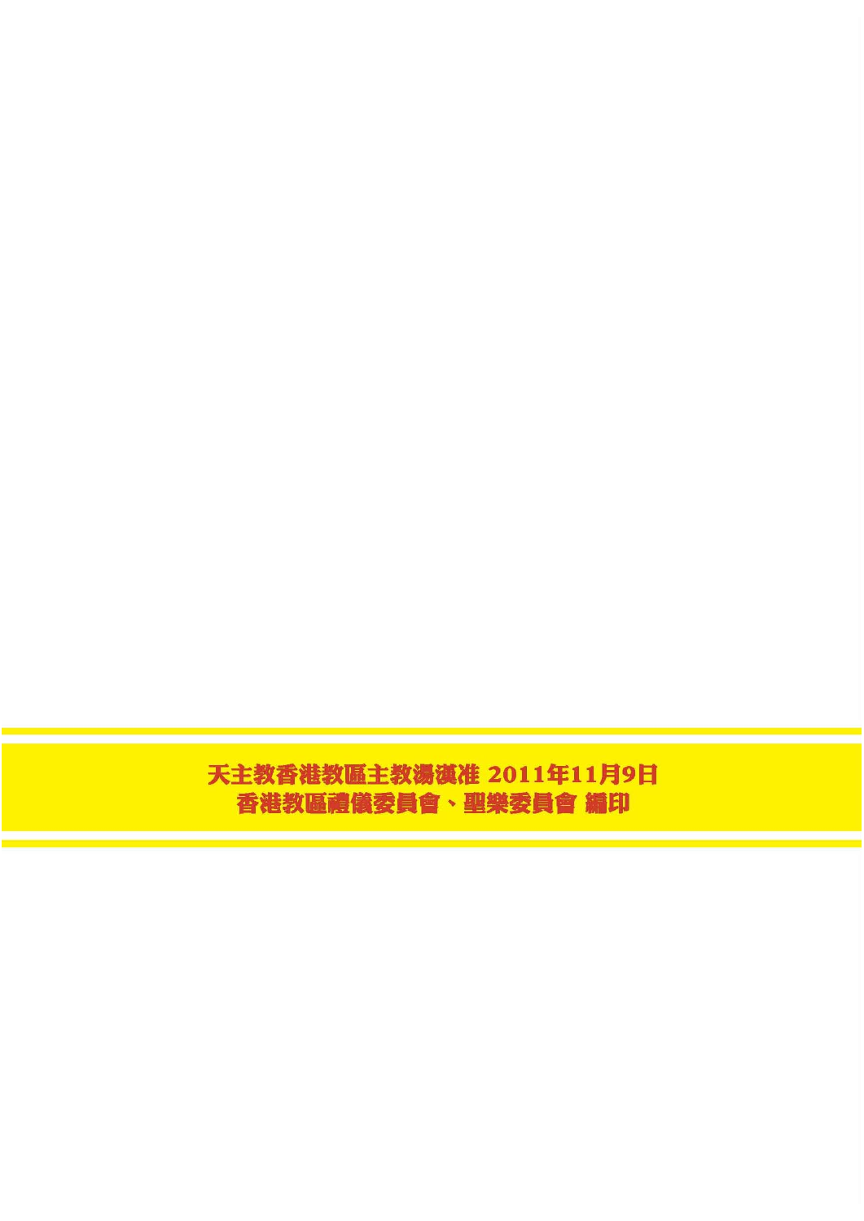天主教香港教區主教湯漢准 2011年11月9日

香港教區禮儀委員會、聖樂委員會 編印